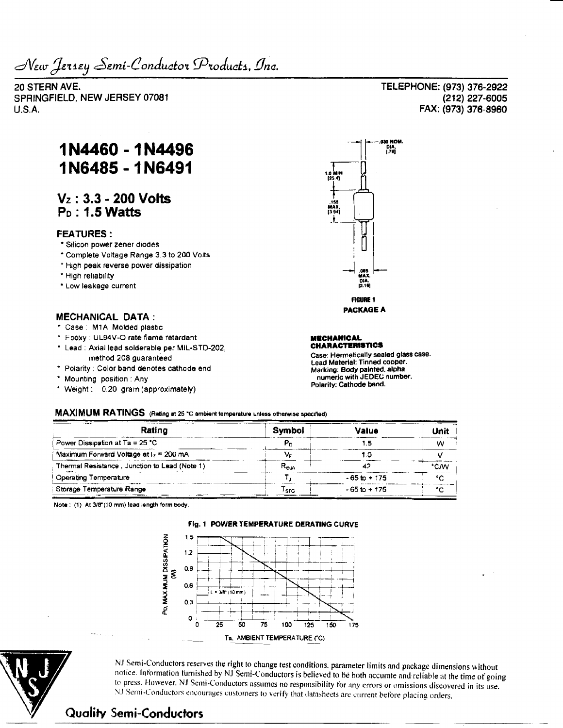*New Jersey Semi-Conductor Products, Inc.*

20 STERN AVE.
SPRINGFIELD, NEW JERSEY 07081
U.S.A.

TELEPHONE: (973) 376-2922
(212) 227-6005
FAX: (973) 376-8960

# 1N4460 - 1N4496
# 1N6485 - 1N6491

## $V_Z$ : 3.3 - 200 Volts
## $P_D$ : 1.5 Watts

### FEATURES :

* Silicon power zener diodes
* Complete Voltage Range 3.3 to 200 Volts
* High peak reverse power dissipation
* High reliability
* Low leakage current

### MECHANICAL DATA :

* Case : M1A Molded plastic
* Epoxy : UL94V-O rate flame retardant
* Lead : Axial lead solderable per MIL-STD-202, method 208 guaranteed
* Polarity : Color band denotes cathode end
* Mounting position : Any
* Weight : 0.20 gram (approximately)

.030 NOM. DIA. [.76]

1.0 MIN [25.4]

.155 MAX. [3.94]

.085 MAX. DIA. [2.16]

**FIGURE 1**
**PACKAGE A**

**MECHANICAL CHARACTERISTICS**

Case: Hermetically sealed glass case.
Lead Material: Tinned copper.
Marking: Body painted, alpha numeric with JEDEC number.
Polarity: Cathode band.

### MAXIMUM RATINGS (Rating at 25 °C ambient temperature unless otherwise specified)

| Rating | Symbol | Value | Unit |
|---|---|---|---|
| Power Dissipation at Ta = 25 °C | $P_D$ | 1.5 | W |
| Maximum Forward Voltage at $I_F$ = 200 mA | $V_F$ | 1.0 | V |
| Thermal Resistance , Junction to Lead (Note 1) | $R_{\theta JA}$ | 42 | °C/W |
| Operating Temperature | $T_J$ | - 65 to + 175 | °C |
| Storage Temperature Range | $T_{STG}$ | - 65 to + 175 | °C |

Note : (1) At 3/8"(10 mm) lead length form body.

**Fig. 1 POWER TEMPERATURE DERATING CURVE**

$P_D$, MAXIMUM DISSIPATION (W)

L = 3/8" (10 mm)

Ta, AMBIENT TEMPERATURE (°C)

NJ Semi-Conductors reserves the right to change test conditions, parameter limits and package dimensions without notice. Information furnished by NJ Semi-Conductors is believed to be both accurate and reliable at the time of going to press. However, NJ Semi-Conductors assumes no responsibility for any errors or omissions discovered in its use. NJ Semi-Conductors encourages customers to verify that datasheets are current before placing orders.

**Quality Semi-Conductors**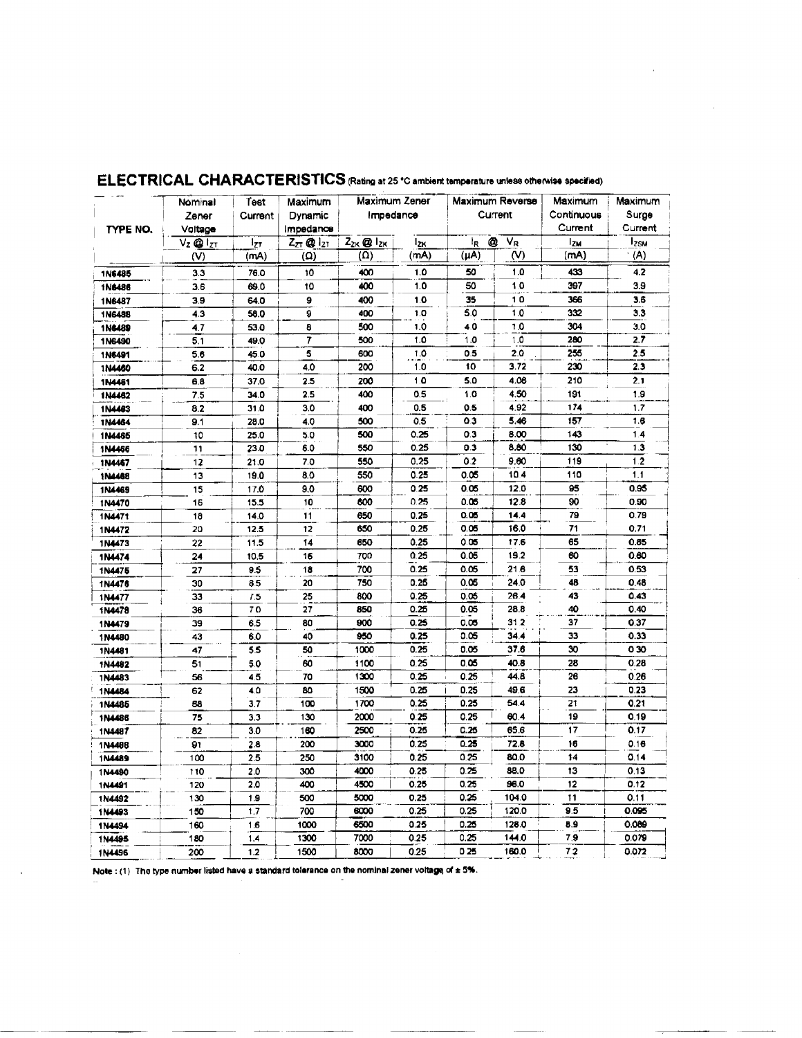## ELECTRICAL CHARACTERISTICS (Rating at 25 °C ambient temperature unless otherwise specified)

| TYPE NO. | Nominal Zener Voltage | Test Current | Maximum Dynamic Impedance | Maximum Zener Impedance | | Maximum Reverse Current | | Maximum Continuous Current | Maximum Surge Current |
|---|---|---|---|---|---|---|---|---|---|
| | $V_Z$ @ $I_{ZT}$ | $I_{ZT}$ | $Z_{ZT}$ @ $I_{ZT}$ | $Z_{ZK}$ @ $I_{ZK}$ | $I_{ZK}$ | $I_R$ @ | $V_R$ | $I_{ZM}$ | $I_{ZSM}$ |
| | (V) | (mA) | (Ω) | (Ω) | (mA) | (μA) | (V) | (mA) | (A) |
| 1N6485 | 3.3 | 76.0 | 10 | 400 | 1.0 | 50 | 1.0 | 433 | 4.2 |
| 1N6486 | 3.6 | 69.0 | 10 | 400 | 1.0 | 50 | 1.0 | 397 | 3.9 |
| 1N6487 | 3.9 | 64.0 | 9 | 400 | 1.0 | 35 | 1.0 | 366 | 3.6 |
| 1N6488 | 4.3 | 58.0 | 9 | 400 | 1.0 | 5.0 | 1.0 | 332 | 3.3 |
| 1N6489 | 4.7 | 53.0 | 8 | 500 | 1.0 | 4.0 | 1.0 | 304 | 3.0 |
| 1N6490 | 5.1 | 49.0 | 7 | 500 | 1.0 | 1.0 | 1.0 | 280 | 2.7 |
| 1N6491 | 5.6 | 45.0 | 5 | 600 | 1.0 | 0.5 | 2.0 | 255 | 2.5 |
| 1N4460 | 6.2 | 40.0 | 4.0 | 200 | 1.0 | 10 | 3.72 | 230 | 2.3 |
| 1N4461 | 6.8 | 37.0 | 2.5 | 200 | 1.0 | 5.0 | 4.08 | 210 | 2.1 |
| 1N4462 | 7.5 | 34.0 | 2.5 | 400 | 0.5 | 1.0 | 4.50 | 191 | 1.9 |
| 1N4463 | 8.2 | 31.0 | 3.0 | 400 | 0.5 | 0.5 | 4.92 | 174 | 1.7 |
| 1N4464 | 9.1 | 28.0 | 4.0 | 500 | 0.5 | 0.3 | 5.46 | 157 | 1.6 |
| 1N4465 | 10 | 25.0 | 5.0 | 500 | 0.25 | 0.3 | 8.00 | 143 | 1.4 |
| 1N4466 | 11 | 23.0 | 6.0 | 550 | 0.25 | 0.3 | 8.80 | 130 | 1.3 |
| 1N4467 | 12 | 21.0 | 7.0 | 550 | 0.25 | 0.2 | 9.60 | 119 | 1.2 |
| 1N4468 | 13 | 19.0 | 8.0 | 550 | 0.25 | 0.05 | 10.4 | 110 | 1.1 |
| 1N4469 | 15 | 17.0 | 9.0 | 600 | 0.25 | 0.05 | 12.0 | 95 | 0.95 |
| 1N4470 | 16 | 15.5 | 10 | 600 | 0.25 | 0.05 | 12.8 | 90 | 0.90 |
| 1N4471 | 18 | 14.0 | 11 | 650 | 0.25 | 0.05 | 14.4 | 79 | 0.79 |
| 1N4472 | 20 | 12.5 | 12 | 650 | 0.25 | 0.05 | 16.0 | 71 | 0.71 |
| 1N4473 | 22 | 11.5 | 14 | 650 | 0.25 | 0.05 | 17.6 | 65 | 0.65 |
| 1N4474 | 24 | 10.5 | 16 | 700 | 0.25 | 0.05 | 19.2 | 60 | 0.60 |
| 1N4475 | 27 | 9.5 | 18 | 700 | 0.25 | 0.05 | 21.6 | 53 | 0.53 |
| 1N4476 | 30 | 8.5 | 20 | 750 | 0.25 | 0.05 | 24.0 | 48 | 0.48 |
| 1N4477 | 33 | 7.5 | 25 | 800 | 0.25 | 0.05 | 26.4 | 43 | 0.43 |
| 1N4478 | 36 | 7.0 | 27 | 850 | 0.25 | 0.05 | 28.8 | 40 | 0.40 |
| 1N4479 | 39 | 6.5 | 80 | 900 | 0.25 | 0.05 | 31.2 | 37 | 0.37 |
| 1N4480 | 43 | 6.0 | 40 | 950 | 0.25 | 0.05 | 34.4 | 33 | 0.33 |
| 1N4481 | 47 | 5.5 | 50 | 1000 | 0.25 | 0.05 | 37.6 | 30 | 0.30 |
| 1N4482 | 51 | 5.0 | 60 | 1100 | 0.25 | 0.05 | 40.8 | 28 | 0.28 |
| 1N4483 | 56 | 4.5 | 70 | 1300 | 0.25 | 0.25 | 44.8 | 26 | 0.26 |
| 1N4484 | 62 | 4.0 | 80 | 1500 | 0.25 | 0.25 | 49.6 | 23 | 0.23 |
| 1N4485 | 68 | 3.7 | 100 | 1700 | 0.25 | 0.25 | 54.4 | 21 | 0.21 |
| 1N4486 | 75 | 3.3 | 130 | 2000 | 0.25 | 0.25 | 60.4 | 19 | 0.19 |
| 1N4487 | 82 | 3.0 | 160 | 2500 | 0.25 | 0.25 | 65.6 | 17 | 0.17 |
| 1N4488 | 91 | 2.8 | 200 | 3000 | 0.25 | 0.25 | 72.8 | 16 | 0.16 |
| 1N4489 | 100 | 2.5 | 250 | 3100 | 0.25 | 0.25 | 80.0 | 14 | 0.14 |
| 1N4490 | 110 | 2.0 | 300 | 4000 | 0.25 | 0.25 | 88.0 | 13 | 0.13 |
| 1N4491 | 120 | 2.0 | 400 | 4500 | 0.25 | 0.25 | 96.0 | 12 | 0.12 |
| 1N4492 | 130 | 1.9 | 500 | 5000 | 0.25 | 0.25 | 104.0 | 11 | 0.11 |
| 1N4493 | 150 | 1.7 | 700 | 6000 | 0.25 | 0.25 | 120.0 | 9.5 | 0.095 |
| 1N4494 | 160 | 1.6 | 1000 | 6500 | 0.25 | 0.25 | 128.0 | 8.9 | 0.089 |
| 1N4495 | 180 | 1.4 | 1300 | 7000 | 0.25 | 0.25 | 144.0 | 7.9 | 0.079 |
| 1N4496 | 200 | 1.2 | 1500 | 8000 | 0.25 | 0.25 | 160.0 | 7.2 | 0.072 |

Note : (1) The type number listed have a standard tolerance on the nominal zener voltage of ± 5%.